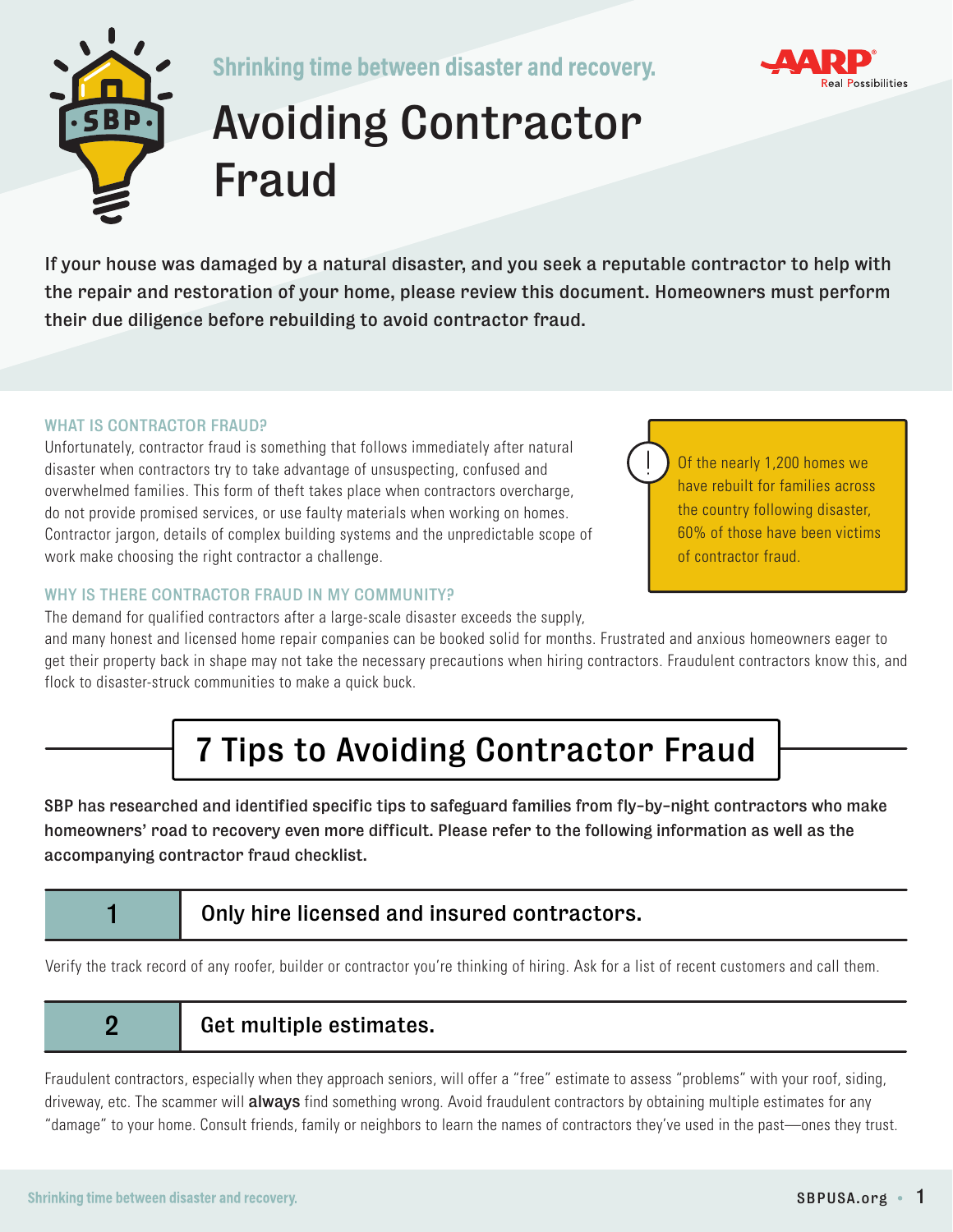Shrinking time between disaster and recovery.

# Avoiding Contractor Fraud

**If your house was damaged by a natural disaster, and you seek a reputable contractor to help with the repair and restoration of your home, please review this document. Homeowners must perform their due diligence before rebuilding to avoid contractor fraud.**

### WHAT IS CONTRACTOR FRAUD?

Unfortunately, contractor fraud is something that follows immediately after natural disaster when contractors try to take advantage of unsuspecting, confused and overwhelmed families. This form of theft takes place when contractors overcharge, do not provide promised services, or use faulty materials when working on homes. Contractor jargon, details of complex building systems and the unpredictable scope of work make choosing the right contractor a challenge.

> Of the nearly 1,200 homes we have rebuilt for families across the country following disaster, 60% of those have been victims of contractor fraud.

### WHY IS THERE CONTRACTOR FRAUD IN MY COMMUNITY?

The demand for qualified contractors after a large-scale disaster exceeds the supply, and many honest and licensed home repair companies can be booked solid for months. Frustrated and anxious homeowners eager to get their property back in shape may not take the necessary precautions when hiring contractors. Fraudulent contractors know this, and flock to disaster-struck communities to make a quick buck.

## 7 Tips to Avoiding Contractor Fraud

**SBP has researched and identified specific tips to safeguard families from fly-by-night contractors who make homeowners' road to recovery even more difficult. Please refer to the following information as well as the accompanying contractor fraud checklist.**

### 1 Only hire licensed and insured contractors.

Verify the track record of any roofer, builder or contractor you're thinking of hiring. Ask for a list of recent customers and call them.

### 2 Get multiple estimates.

Fraudulent contractors, especially when they approach seniors, will offer a "free" estimate to assess "problems" with your roof, siding, driveway, etc. The scammer will **always** find something wrong. Avoid fraudulent contractors by obtaining multiple estimates for any "damage" to your home. Consult friends, family or neighbors to learn the names of contractors they've used in the past—ones they trust.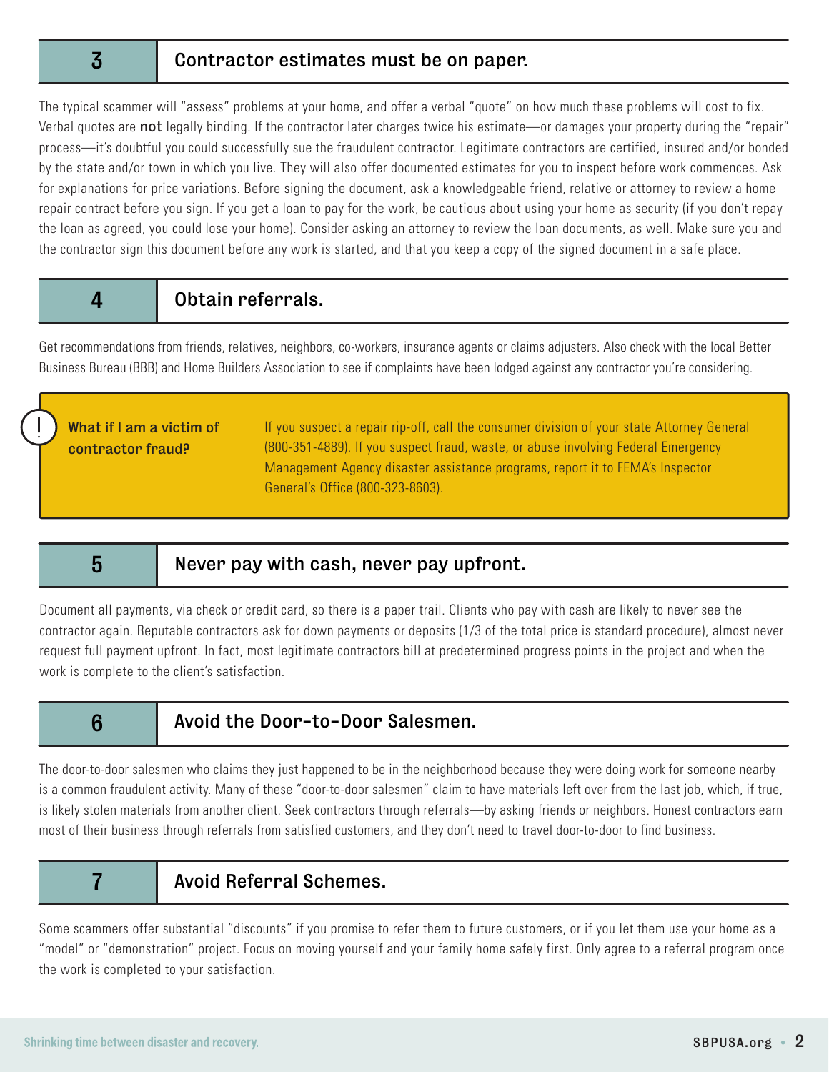## 3 Contractor estimates must be on paper.

The typical scammer will "assess" problems at your home, and offer a verbal "quote" on how much these problems will cost to fix. Verbal quotes are **not** legally binding. If the contractor later charges twice his estimate—or damages your property during the "repair" process—it's doubtful you could successfully sue the fraudulent contractor. Legitimate contractors are certified, insured and/or bonded by the state and/or town in which you live. They will also offer documented estimates for you to inspect before work commences. Ask for explanations for price variations. Before signing the document, ask a knowledgeable friend, relative or attorney to review a home repair contract before you sign. If you get a loan to pay for the work, be cautious about using your home as security (if you don't repay the loan as agreed, you could lose your home). Consider asking an attorney to review the loan documents, as well. Make sure you and the contractor sign this document before any work is started, and that you keep a copy of the signed document in a safe place.

## 4 Obtain referrals.

Get recommendations from friends, relatives, neighbors, co-workers, insurance agents or claims adjusters. Also check with the local Better Business Bureau (BBB) and Home Builders Association to see if complaints have been lodged against any contractor you're considering.

> **What if I am a victim of contractor fraud?**
>
> If you suspect a repair rip-off, call the consumer division of your state Attorney General (800-351-4889). If you suspect fraud, waste, or abuse involving Federal Emergency Management Agency disaster assistance programs, report it to FEMA's Inspector General's Office (800-323-8603).

## 5 Never pay with cash, never pay upfront.

Document all payments, via check or credit card, so there is a paper trail. Clients who pay with cash are likely to never see the contractor again. Reputable contractors ask for down payments or deposits (1/3 of the total price is standard procedure), almost never request full payment upfront. In fact, most legitimate contractors bill at predetermined progress points in the project and when the work is complete to the client's satisfaction.

## 6 Avoid the Door-to-Door Salesmen.

The door-to-door salesmen who claims they just happened to be in the neighborhood because they were doing work for someone nearby is a common fraudulent activity. Many of these "door-to-door salesmen" claim to have materials left over from the last job, which, if true, is likely stolen materials from another client. Seek contractors through referrals—by asking friends or neighbors. Honest contractors earn most of their business through referrals from satisfied customers, and they don't need to travel door-to-door to find business.

## 7 Avoid Referral Schemes.

Some scammers offer substantial "discounts" if you promise to refer them to future customers, or if you let them use your home as a "model" or "demonstration" project. Focus on moving yourself and your family home safely first. Only agree to a referral program once the work is completed to your satisfaction.